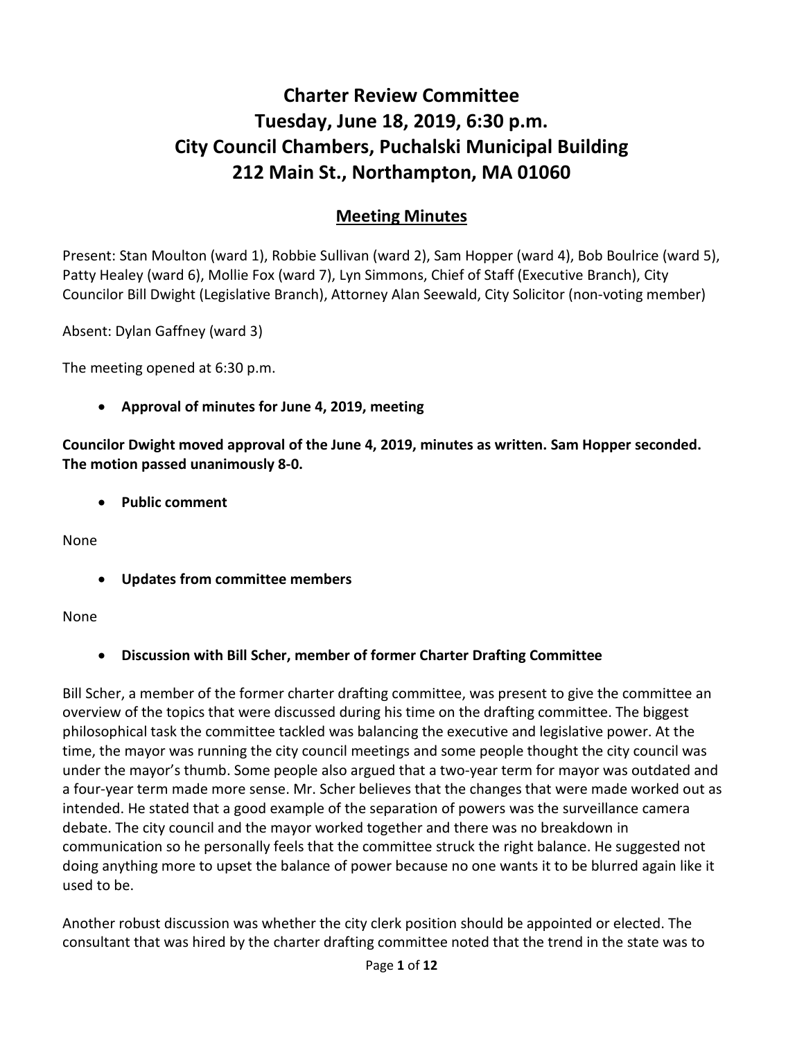# Charter Review Committee
# Tuesday, June 18, 2019, 6:30 p.m.
# City Council Chambers, Puchalski Municipal Building
# 212 Main St., Northampton, MA 01060

## Meeting Minutes

Present: Stan Moulton (ward 1), Robbie Sullivan (ward 2), Sam Hopper (ward 4), Bob Boulrice (ward 5), Patty Healey (ward 6), Mollie Fox (ward 7), Lyn Simmons, Chief of Staff (Executive Branch), City Councilor Bill Dwight (Legislative Branch), Attorney Alan Seewald, City Solicitor (non-voting member)

Absent: Dylan Gaffney (ward 3)

The meeting opened at 6:30 p.m.

- **Approval of minutes for June 4, 2019, meeting**

**Councilor Dwight moved approval of the June 4, 2019, minutes as written. Sam Hopper seconded. The motion passed unanimously 8-0.**

- **Public comment**

None

- **Updates from committee members**

None

- **Discussion with Bill Scher, member of former Charter Drafting Committee**

Bill Scher, a member of the former charter drafting committee, was present to give the committee an overview of the topics that were discussed during his time on the drafting committee. The biggest philosophical task the committee tackled was balancing the executive and legislative power. At the time, the mayor was running the city council meetings and some people thought the city council was under the mayor's thumb. Some people also argued that a two-year term for mayor was outdated and a four-year term made more sense. Mr. Scher believes that the changes that were made worked out as intended. He stated that a good example of the separation of powers was the surveillance camera debate. The city council and the mayor worked together and there was no breakdown in communication so he personally feels that the committee struck the right balance. He suggested not doing anything more to upset the balance of power because no one wants it to be blurred again like it used to be.

Another robust discussion was whether the city clerk position should be appointed or elected. The consultant that was hired by the charter drafting committee noted that the trend in the state was to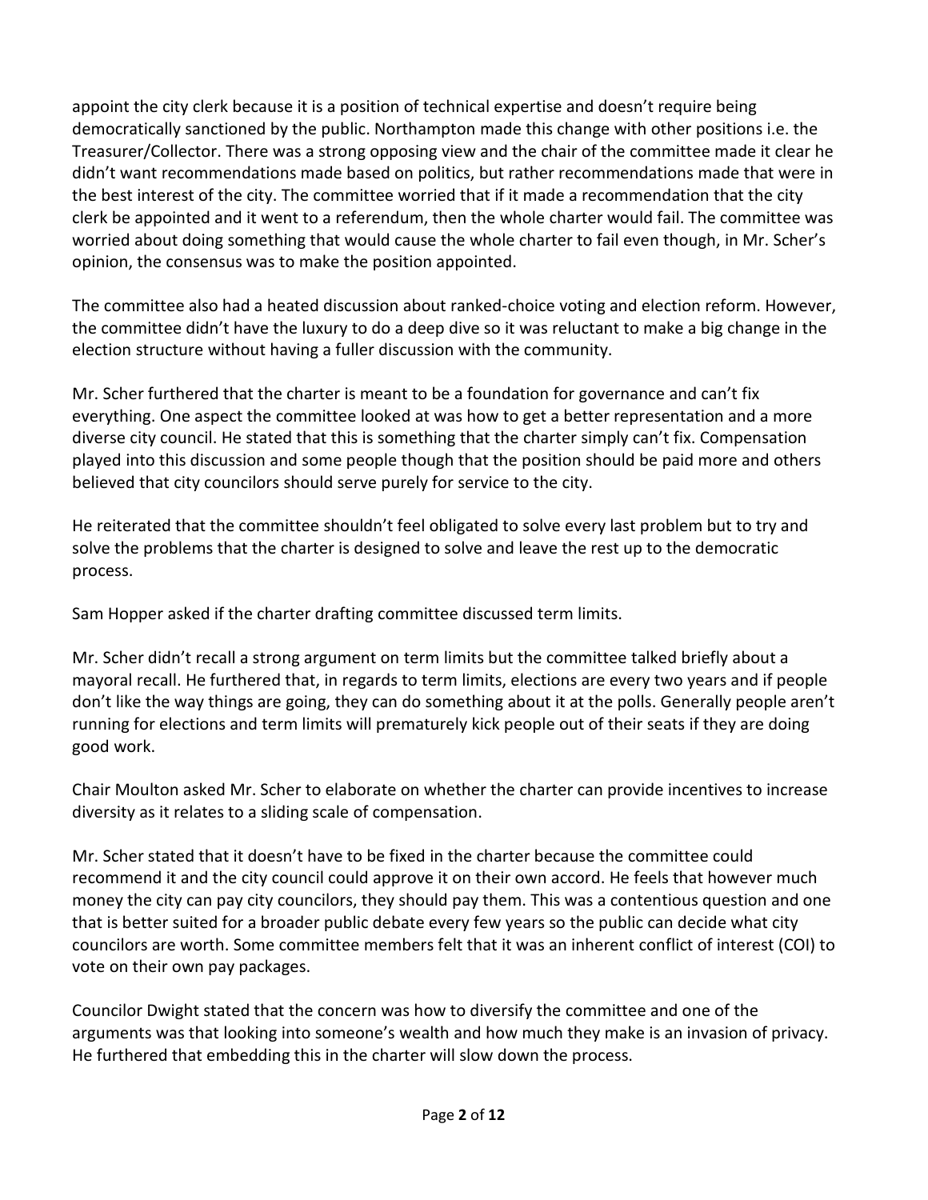appoint the city clerk because it is a position of technical expertise and doesn't require being democratically sanctioned by the public. Northampton made this change with other positions i.e. the Treasurer/Collector. There was a strong opposing view and the chair of the committee made it clear he didn't want recommendations made based on politics, but rather recommendations made that were in the best interest of the city. The committee worried that if it made a recommendation that the city clerk be appointed and it went to a referendum, then the whole charter would fail. The committee was worried about doing something that would cause the whole charter to fail even though, in Mr. Scher's opinion, the consensus was to make the position appointed.

The committee also had a heated discussion about ranked-choice voting and election reform. However, the committee didn't have the luxury to do a deep dive so it was reluctant to make a big change in the election structure without having a fuller discussion with the community.

Mr. Scher furthered that the charter is meant to be a foundation for governance and can't fix everything. One aspect the committee looked at was how to get a better representation and a more diverse city council. He stated that this is something that the charter simply can't fix. Compensation played into this discussion and some people though that the position should be paid more and others believed that city councilors should serve purely for service to the city.

He reiterated that the committee shouldn't feel obligated to solve every last problem but to try and solve the problems that the charter is designed to solve and leave the rest up to the democratic process.

Sam Hopper asked if the charter drafting committee discussed term limits.

Mr. Scher didn't recall a strong argument on term limits but the committee talked briefly about a mayoral recall. He furthered that, in regards to term limits, elections are every two years and if people don't like the way things are going, they can do something about it at the polls. Generally people aren't running for elections and term limits will prematurely kick people out of their seats if they are doing good work.

Chair Moulton asked Mr. Scher to elaborate on whether the charter can provide incentives to increase diversity as it relates to a sliding scale of compensation.

Mr. Scher stated that it doesn't have to be fixed in the charter because the committee could recommend it and the city council could approve it on their own accord. He feels that however much money the city can pay city councilors, they should pay them. This was a contentious question and one that is better suited for a broader public debate every few years so the public can decide what city councilors are worth. Some committee members felt that it was an inherent conflict of interest (COI) to vote on their own pay packages.

Councilor Dwight stated that the concern was how to diversify the committee and one of the arguments was that looking into someone's wealth and how much they make is an invasion of privacy. He furthered that embedding this in the charter will slow down the process.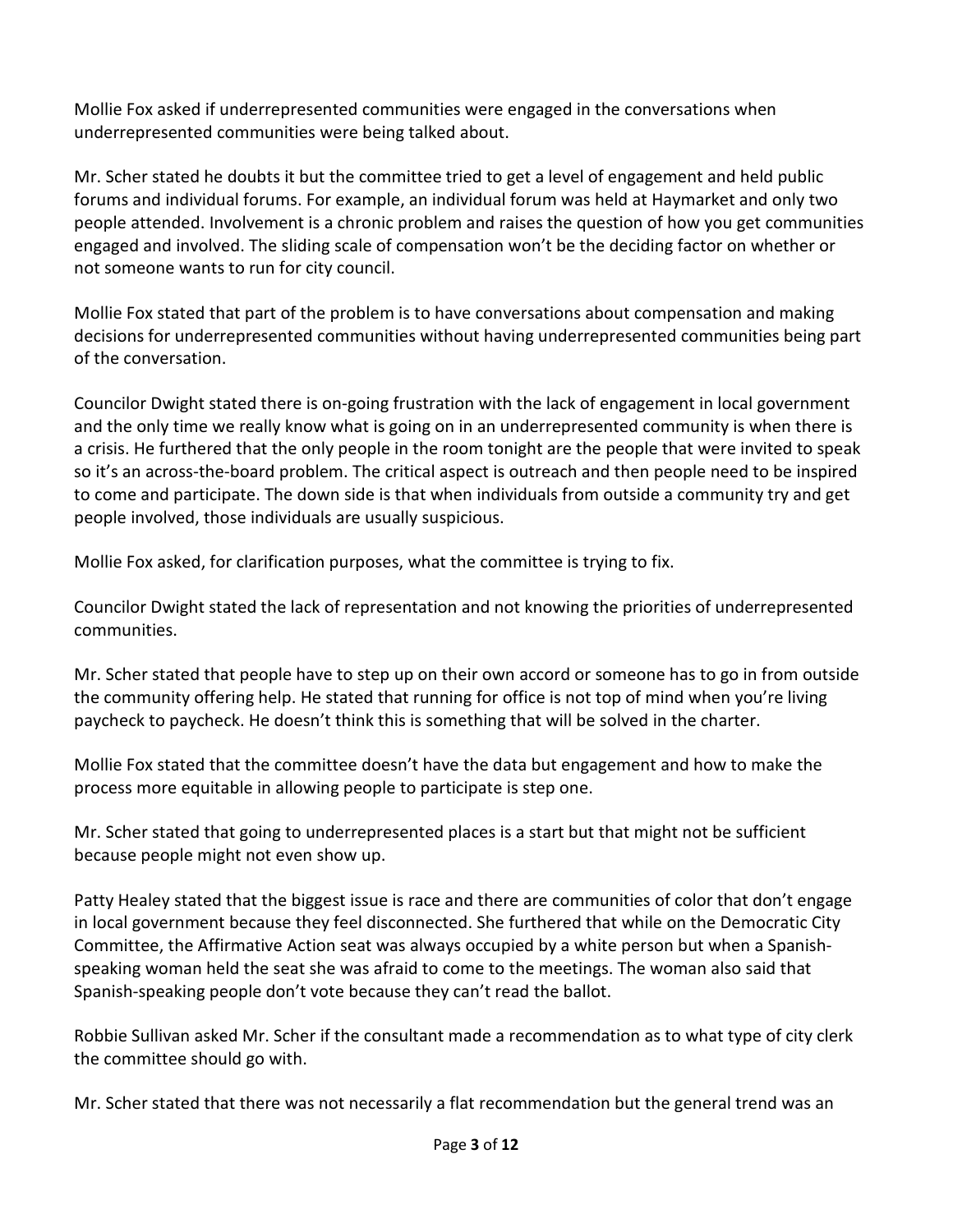Mollie Fox asked if underrepresented communities were engaged in the conversations when underrepresented communities were being talked about.

Mr. Scher stated he doubts it but the committee tried to get a level of engagement and held public forums and individual forums. For example, an individual forum was held at Haymarket and only two people attended. Involvement is a chronic problem and raises the question of how you get communities engaged and involved. The sliding scale of compensation won't be the deciding factor on whether or not someone wants to run for city council.

Mollie Fox stated that part of the problem is to have conversations about compensation and making decisions for underrepresented communities without having underrepresented communities being part of the conversation.

Councilor Dwight stated there is on-going frustration with the lack of engagement in local government and the only time we really know what is going on in an underrepresented community is when there is a crisis. He furthered that the only people in the room tonight are the people that were invited to speak so it's an across-the-board problem. The critical aspect is outreach and then people need to be inspired to come and participate. The down side is that when individuals from outside a community try and get people involved, those individuals are usually suspicious.

Mollie Fox asked, for clarification purposes, what the committee is trying to fix.

Councilor Dwight stated the lack of representation and not knowing the priorities of underrepresented communities.

Mr. Scher stated that people have to step up on their own accord or someone has to go in from outside the community offering help. He stated that running for office is not top of mind when you're living paycheck to paycheck. He doesn't think this is something that will be solved in the charter.

Mollie Fox stated that the committee doesn't have the data but engagement and how to make the process more equitable in allowing people to participate is step one.

Mr. Scher stated that going to underrepresented places is a start but that might not be sufficient because people might not even show up.

Patty Healey stated that the biggest issue is race and there are communities of color that don't engage in local government because they feel disconnected. She furthered that while on the Democratic City Committee, the Affirmative Action seat was always occupied by a white person but when a Spanish-speaking woman held the seat she was afraid to come to the meetings. The woman also said that Spanish-speaking people don't vote because they can't read the ballot.

Robbie Sullivan asked Mr. Scher if the consultant made a recommendation as to what type of city clerk the committee should go with.

Mr. Scher stated that there was not necessarily a flat recommendation but the general trend was an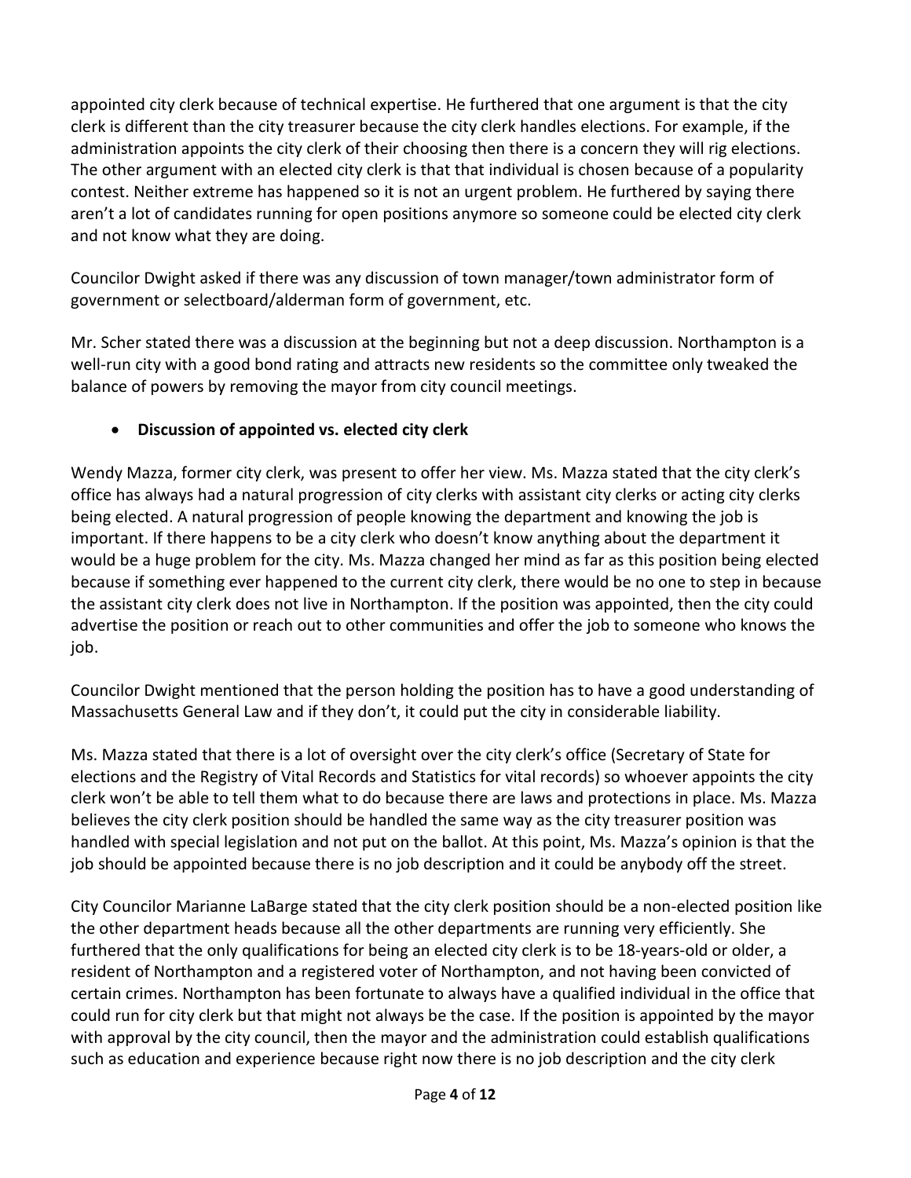appointed city clerk because of technical expertise. He furthered that one argument is that the city clerk is different than the city treasurer because the city clerk handles elections. For example, if the administration appoints the city clerk of their choosing then there is a concern they will rig elections. The other argument with an elected city clerk is that that individual is chosen because of a popularity contest. Neither extreme has happened so it is not an urgent problem. He furthered by saying there aren't a lot of candidates running for open positions anymore so someone could be elected city clerk and not know what they are doing.

Councilor Dwight asked if there was any discussion of town manager/town administrator form of government or selectboard/alderman form of government, etc.

Mr. Scher stated there was a discussion at the beginning but not a deep discussion. Northampton is a well-run city with a good bond rating and attracts new residents so the committee only tweaked the balance of powers by removing the mayor from city council meetings.

- **Discussion of appointed vs. elected city clerk**

Wendy Mazza, former city clerk, was present to offer her view. Ms. Mazza stated that the city clerk's office has always had a natural progression of city clerks with assistant city clerks or acting city clerks being elected. A natural progression of people knowing the department and knowing the job is important. If there happens to be a city clerk who doesn't know anything about the department it would be a huge problem for the city. Ms. Mazza changed her mind as far as this position being elected because if something ever happened to the current city clerk, there would be no one to step in because the assistant city clerk does not live in Northampton. If the position was appointed, then the city could advertise the position or reach out to other communities and offer the job to someone who knows the job.

Councilor Dwight mentioned that the person holding the position has to have a good understanding of Massachusetts General Law and if they don't, it could put the city in considerable liability.

Ms. Mazza stated that there is a lot of oversight over the city clerk's office (Secretary of State for elections and the Registry of Vital Records and Statistics for vital records) so whoever appoints the city clerk won't be able to tell them what to do because there are laws and protections in place. Ms. Mazza believes the city clerk position should be handled the same way as the city treasurer position was handled with special legislation and not put on the ballot. At this point, Ms. Mazza's opinion is that the job should be appointed because there is no job description and it could be anybody off the street.

City Councilor Marianne LaBarge stated that the city clerk position should be a non-elected position like the other department heads because all the other departments are running very efficiently. She furthered that the only qualifications for being an elected city clerk is to be 18-years-old or older, a resident of Northampton and a registered voter of Northampton, and not having been convicted of certain crimes. Northampton has been fortunate to always have a qualified individual in the office that could run for city clerk but that might not always be the case. If the position is appointed by the mayor with approval by the city council, then the mayor and the administration could establish qualifications such as education and experience because right now there is no job description and the city clerk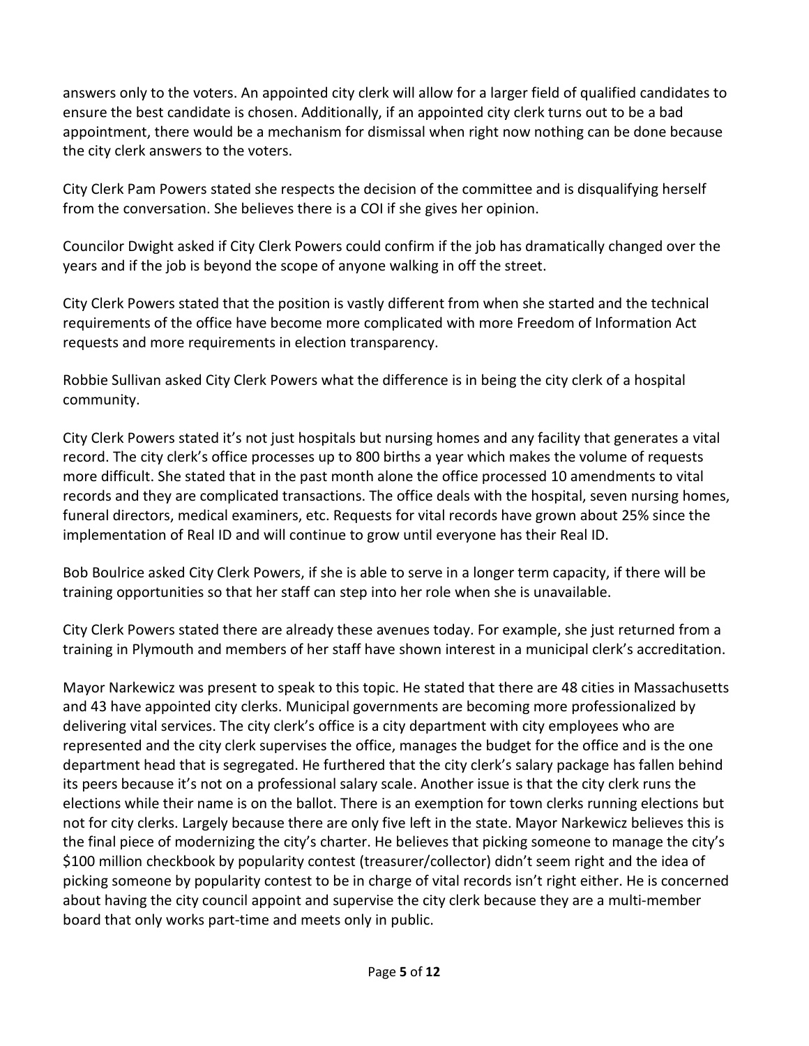answers only to the voters. An appointed city clerk will allow for a larger field of qualified candidates to ensure the best candidate is chosen. Additionally, if an appointed city clerk turns out to be a bad appointment, there would be a mechanism for dismissal when right now nothing can be done because the city clerk answers to the voters.

City Clerk Pam Powers stated she respects the decision of the committee and is disqualifying herself from the conversation. She believes there is a COI if she gives her opinion.

Councilor Dwight asked if City Clerk Powers could confirm if the job has dramatically changed over the years and if the job is beyond the scope of anyone walking in off the street.

City Clerk Powers stated that the position is vastly different from when she started and the technical requirements of the office have become more complicated with more Freedom of Information Act requests and more requirements in election transparency.

Robbie Sullivan asked City Clerk Powers what the difference is in being the city clerk of a hospital community.

City Clerk Powers stated it's not just hospitals but nursing homes and any facility that generates a vital record. The city clerk's office processes up to 800 births a year which makes the volume of requests more difficult. She stated that in the past month alone the office processed 10 amendments to vital records and they are complicated transactions. The office deals with the hospital, seven nursing homes, funeral directors, medical examiners, etc. Requests for vital records have grown about 25% since the implementation of Real ID and will continue to grow until everyone has their Real ID.

Bob Boulrice asked City Clerk Powers, if she is able to serve in a longer term capacity, if there will be training opportunities so that her staff can step into her role when she is unavailable.

City Clerk Powers stated there are already these avenues today. For example, she just returned from a training in Plymouth and members of her staff have shown interest in a municipal clerk's accreditation.

Mayor Narkewicz was present to speak to this topic. He stated that there are 48 cities in Massachusetts and 43 have appointed city clerks. Municipal governments are becoming more professionalized by delivering vital services. The city clerk's office is a city department with city employees who are represented and the city clerk supervises the office, manages the budget for the office and is the one department head that is segregated. He furthered that the city clerk's salary package has fallen behind its peers because it's not on a professional salary scale. Another issue is that the city clerk runs the elections while their name is on the ballot. There is an exemption for town clerks running elections but not for city clerks. Largely because there are only five left in the state. Mayor Narkewicz believes this is the final piece of modernizing the city's charter. He believes that picking someone to manage the city's $100 million checkbook by popularity contest (treasurer/collector) didn't seem right and the idea of picking someone by popularity contest to be in charge of vital records isn't right either. He is concerned about having the city council appoint and supervise the city clerk because they are a multi-member board that only works part-time and meets only in public.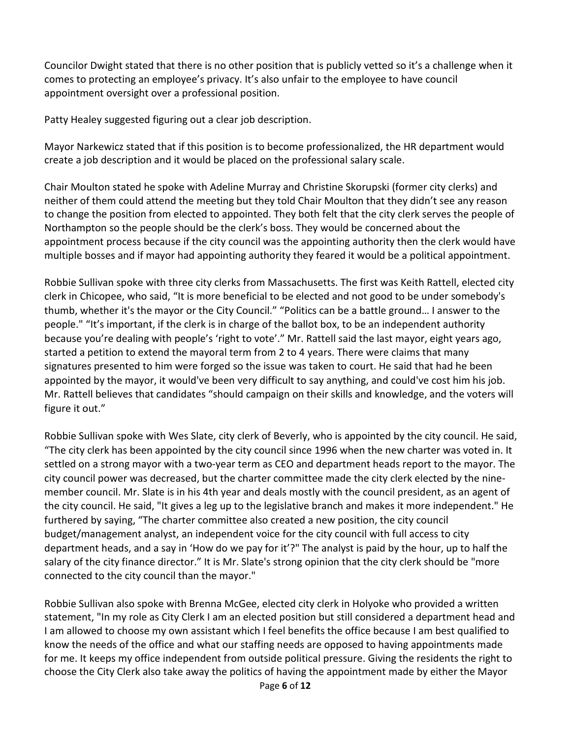Councilor Dwight stated that there is no other position that is publicly vetted so it's a challenge when it comes to protecting an employee's privacy. It's also unfair to the employee to have council appointment oversight over a professional position.

Patty Healey suggested figuring out a clear job description.

Mayor Narkewicz stated that if this position is to become professionalized, the HR department would create a job description and it would be placed on the professional salary scale.

Chair Moulton stated he spoke with Adeline Murray and Christine Skorupski (former city clerks) and neither of them could attend the meeting but they told Chair Moulton that they didn't see any reason to change the position from elected to appointed. They both felt that the city clerk serves the people of Northampton so the people should be the clerk's boss. They would be concerned about the appointment process because if the city council was the appointing authority then the clerk would have multiple bosses and if mayor had appointing authority they feared it would be a political appointment.

Robbie Sullivan spoke with three city clerks from Massachusetts. The first was Keith Rattell, elected city clerk in Chicopee, who said, "It is more beneficial to be elected and not good to be under somebody's thumb, whether it's the mayor or the City Council." "Politics can be a battle ground… I answer to the people." "It's important, if the clerk is in charge of the ballot box, to be an independent authority because you're dealing with people's 'right to vote'." Mr. Rattell said the last mayor, eight years ago, started a petition to extend the mayoral term from 2 to 4 years. There were claims that many signatures presented to him were forged so the issue was taken to court. He said that had he been appointed by the mayor, it would've been very difficult to say anything, and could've cost him his job. Mr. Rattell believes that candidates "should campaign on their skills and knowledge, and the voters will figure it out."

Robbie Sullivan spoke with Wes Slate, city clerk of Beverly, who is appointed by the city council. He said, "The city clerk has been appointed by the city council since 1996 when the new charter was voted in. It settled on a strong mayor with a two-year term as CEO and department heads report to the mayor. The city council power was decreased, but the charter committee made the city clerk elected by the nine-member council. Mr. Slate is in his 4th year and deals mostly with the council president, as an agent of the city council. He said, "It gives a leg up to the legislative branch and makes it more independent." He furthered by saying, "The charter committee also created a new position, the city council budget/management analyst, an independent voice for the city council with full access to city department heads, and a say in 'How do we pay for it'?" The analyst is paid by the hour, up to half the salary of the city finance director." It is Mr. Slate's strong opinion that the city clerk should be "more connected to the city council than the mayor."

Robbie Sullivan also spoke with Brenna McGee, elected city clerk in Holyoke who provided a written statement, "In my role as City Clerk I am an elected position but still considered a department head and I am allowed to choose my own assistant which I feel benefits the office because I am best qualified to know the needs of the office and what our staffing needs are opposed to having appointments made for me. It keeps my office independent from outside political pressure. Giving the residents the right to choose the City Clerk also take away the politics of having the appointment made by either the Mayor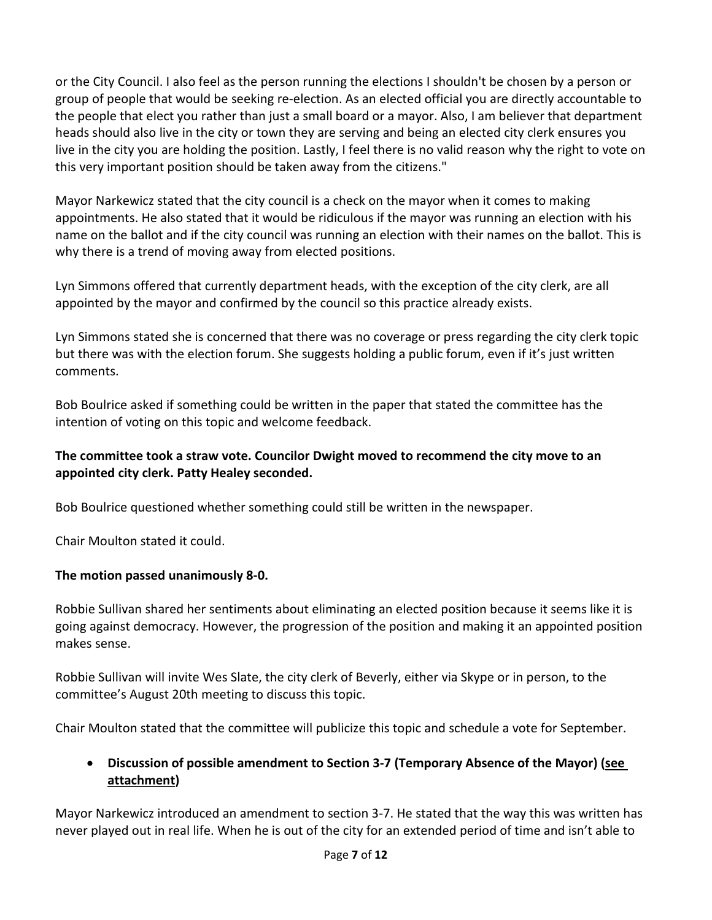or the City Council. I also feel as the person running the elections I shouldn't be chosen by a person or group of people that would be seeking re-election. As an elected official you are directly accountable to the people that elect you rather than just a small board or a mayor. Also, I am believer that department heads should also live in the city or town they are serving and being an elected city clerk ensures you live in the city you are holding the position. Lastly, I feel there is no valid reason why the right to vote on this very important position should be taken away from the citizens."

Mayor Narkewicz stated that the city council is a check on the mayor when it comes to making appointments. He also stated that it would be ridiculous if the mayor was running an election with his name on the ballot and if the city council was running an election with their names on the ballot. This is why there is a trend of moving away from elected positions.

Lyn Simmons offered that currently department heads, with the exception of the city clerk, are all appointed by the mayor and confirmed by the council so this practice already exists.

Lyn Simmons stated she is concerned that there was no coverage or press regarding the city clerk topic but there was with the election forum. She suggests holding a public forum, even if it's just written comments.

Bob Boulrice asked if something could be written in the paper that stated the committee has the intention of voting on this topic and welcome feedback.

**The committee took a straw vote. Councilor Dwight moved to recommend the city move to an appointed city clerk. Patty Healey seconded.**

Bob Boulrice questioned whether something could still be written in the newspaper.

Chair Moulton stated it could.

**The motion passed unanimously 8-0.**

Robbie Sullivan shared her sentiments about eliminating an elected position because it seems like it is going against democracy. However, the progression of the position and making it an appointed position makes sense.

Robbie Sullivan will invite Wes Slate, the city clerk of Beverly, either via Skype or in person, to the committee's August 20th meeting to discuss this topic.

Chair Moulton stated that the committee will publicize this topic and schedule a vote for September.

- **Discussion of possible amendment to Section 3-7 (Temporary Absence of the Mayor) (see attachment)**

Mayor Narkewicz introduced an amendment to section 3-7. He stated that the way this was written has never played out in real life. When he is out of the city for an extended period of time and isn't able to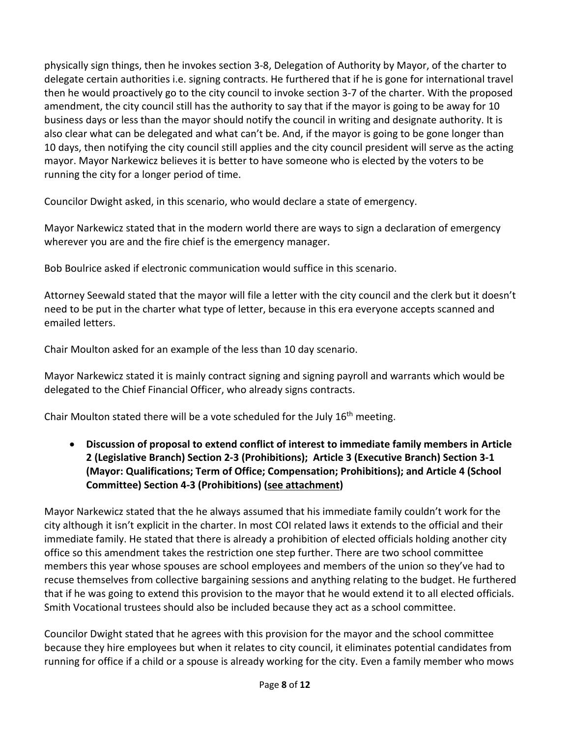physically sign things, then he invokes section 3-8, Delegation of Authority by Mayor, of the charter to delegate certain authorities i.e. signing contracts. He furthered that if he is gone for international travel then he would proactively go to the city council to invoke section 3-7 of the charter. With the proposed amendment, the city council still has the authority to say that if the mayor is going to be away for 10 business days or less than the mayor should notify the council in writing and designate authority. It is also clear what can be delegated and what can't be. And, if the mayor is going to be gone longer than 10 days, then notifying the city council still applies and the city council president will serve as the acting mayor. Mayor Narkewicz believes it is better to have someone who is elected by the voters to be running the city for a longer period of time.

Councilor Dwight asked, in this scenario, who would declare a state of emergency.

Mayor Narkewicz stated that in the modern world there are ways to sign a declaration of emergency wherever you are and the fire chief is the emergency manager.

Bob Boulrice asked if electronic communication would suffice in this scenario.

Attorney Seewald stated that the mayor will file a letter with the city council and the clerk but it doesn't need to be put in the charter what type of letter, because in this era everyone accepts scanned and emailed letters.

Chair Moulton asked for an example of the less than 10 day scenario.

Mayor Narkewicz stated it is mainly contract signing and signing payroll and warrants which would be delegated to the Chief Financial Officer, who already signs contracts.

Chair Moulton stated there will be a vote scheduled for the July 16th meeting.

- **Discussion of proposal to extend conflict of interest to immediate family members in Article 2 (Legislative Branch) Section 2-3 (Prohibitions); Article 3 (Executive Branch) Section 3-1 (Mayor: Qualifications; Term of Office; Compensation; Prohibitions); and Article 4 (School Committee) Section 4-3 (Prohibitions) (see attachment)**

Mayor Narkewicz stated that the he always assumed that his immediate family couldn't work for the city although it isn't explicit in the charter. In most COI related laws it extends to the official and their immediate family. He stated that there is already a prohibition of elected officials holding another city office so this amendment takes the restriction one step further. There are two school committee members this year whose spouses are school employees and members of the union so they've had to recuse themselves from collective bargaining sessions and anything relating to the budget. He furthered that if he was going to extend this provision to the mayor that he would extend it to all elected officials. Smith Vocational trustees should also be included because they act as a school committee.

Councilor Dwight stated that he agrees with this provision for the mayor and the school committee because they hire employees but when it relates to city council, it eliminates potential candidates from running for office if a child or a spouse is already working for the city. Even a family member who mows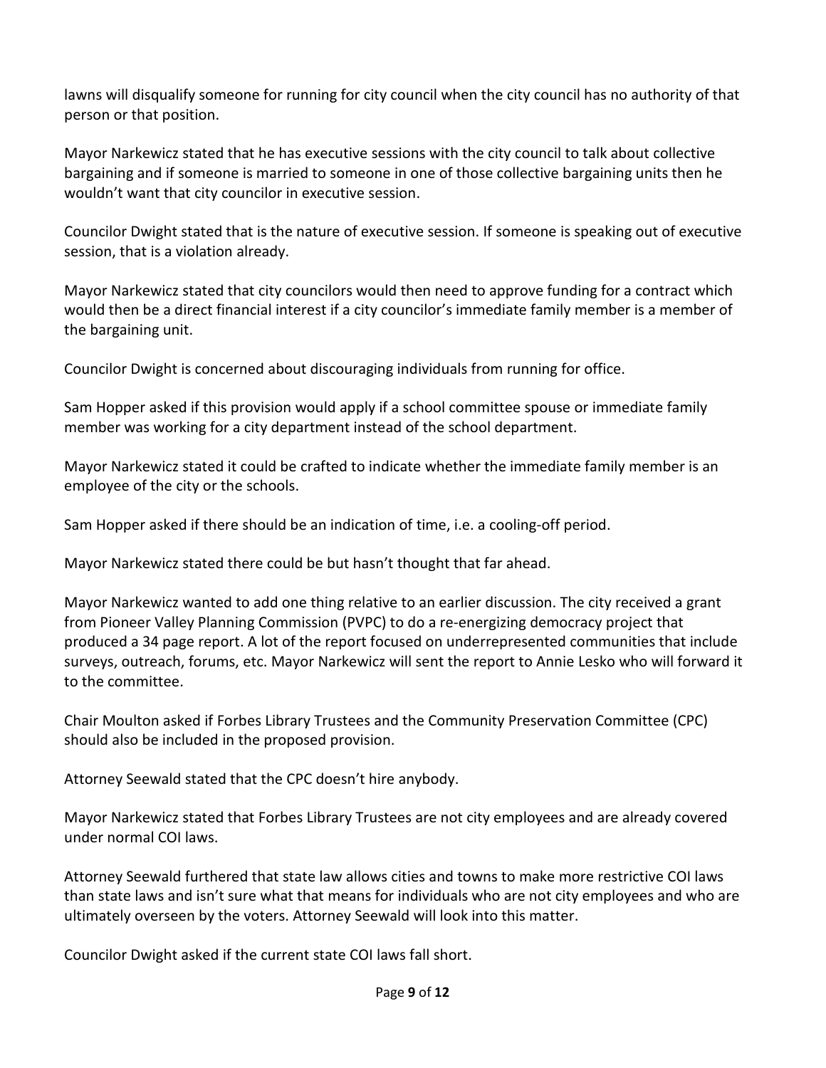lawns will disqualify someone for running for city council when the city council has no authority of that person or that position.

Mayor Narkewicz stated that he has executive sessions with the city council to talk about collective bargaining and if someone is married to someone in one of those collective bargaining units then he wouldn't want that city councilor in executive session.

Councilor Dwight stated that is the nature of executive session. If someone is speaking out of executive session, that is a violation already.

Mayor Narkewicz stated that city councilors would then need to approve funding for a contract which would then be a direct financial interest if a city councilor's immediate family member is a member of the bargaining unit.

Councilor Dwight is concerned about discouraging individuals from running for office.

Sam Hopper asked if this provision would apply if a school committee spouse or immediate family member was working for a city department instead of the school department.

Mayor Narkewicz stated it could be crafted to indicate whether the immediate family member is an employee of the city or the schools.

Sam Hopper asked if there should be an indication of time, i.e. a cooling-off period.

Mayor Narkewicz stated there could be but hasn't thought that far ahead.

Mayor Narkewicz wanted to add one thing relative to an earlier discussion. The city received a grant from Pioneer Valley Planning Commission (PVPC) to do a re-energizing democracy project that produced a 34 page report. A lot of the report focused on underrepresented communities that include surveys, outreach, forums, etc. Mayor Narkewicz will sent the report to Annie Lesko who will forward it to the committee.

Chair Moulton asked if Forbes Library Trustees and the Community Preservation Committee (CPC) should also be included in the proposed provision.

Attorney Seewald stated that the CPC doesn't hire anybody.

Mayor Narkewicz stated that Forbes Library Trustees are not city employees and are already covered under normal COI laws.

Attorney Seewald furthered that state law allows cities and towns to make more restrictive COI laws than state laws and isn't sure what that means for individuals who are not city employees and who are ultimately overseen by the voters. Attorney Seewald will look into this matter.

Councilor Dwight asked if the current state COI laws fall short.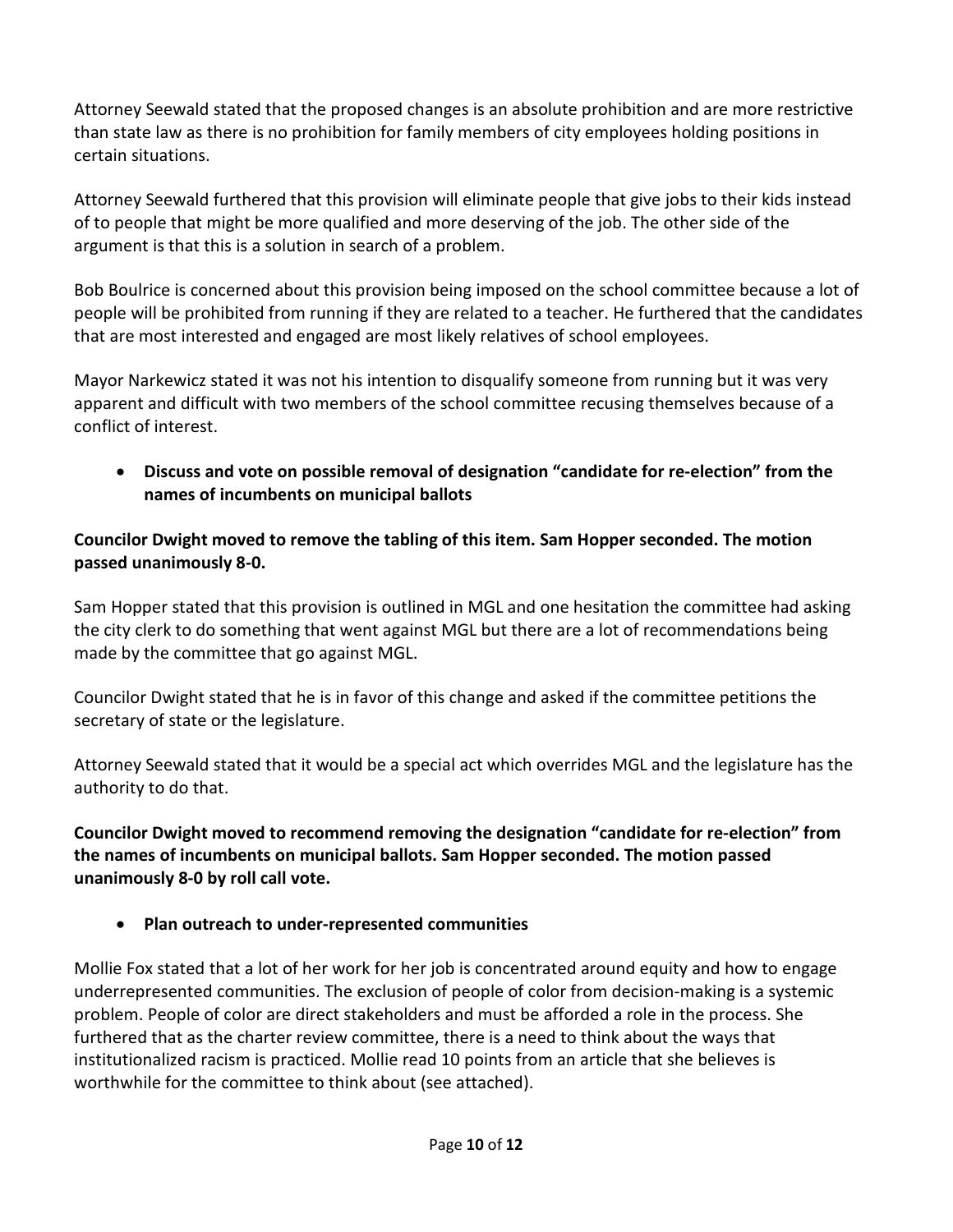Attorney Seewald stated that the proposed changes is an absolute prohibition and are more restrictive than state law as there is no prohibition for family members of city employees holding positions in certain situations.

Attorney Seewald furthered that this provision will eliminate people that give jobs to their kids instead of to people that might be more qualified and more deserving of the job. The other side of the argument is that this is a solution in search of a problem.

Bob Boulrice is concerned about this provision being imposed on the school committee because a lot of people will be prohibited from running if they are related to a teacher. He furthered that the candidates that are most interested and engaged are most likely relatives of school employees.

Mayor Narkewicz stated it was not his intention to disqualify someone from running but it was very apparent and difficult with two members of the school committee recusing themselves because of a conflict of interest.

- **Discuss and vote on possible removal of designation "candidate for re-election" from the names of incumbents on municipal ballots**

**Councilor Dwight moved to remove the tabling of this item. Sam Hopper seconded. The motion passed unanimously 8-0.**

Sam Hopper stated that this provision is outlined in MGL and one hesitation the committee had asking the city clerk to do something that went against MGL but there are a lot of recommendations being made by the committee that go against MGL.

Councilor Dwight stated that he is in favor of this change and asked if the committee petitions the secretary of state or the legislature.

Attorney Seewald stated that it would be a special act which overrides MGL and the legislature has the authority to do that.

**Councilor Dwight moved to recommend removing the designation "candidate for re-election" from the names of incumbents on municipal ballots. Sam Hopper seconded. The motion passed unanimously 8-0 by roll call vote.**

- **Plan outreach to under-represented communities**

Mollie Fox stated that a lot of her work for her job is concentrated around equity and how to engage underrepresented communities. The exclusion of people of color from decision-making is a systemic problem. People of color are direct stakeholders and must be afforded a role in the process. She furthered that as the charter review committee, there is a need to think about the ways that institutionalized racism is practiced. Mollie read 10 points from an article that she believes is worthwhile for the committee to think about (see attached).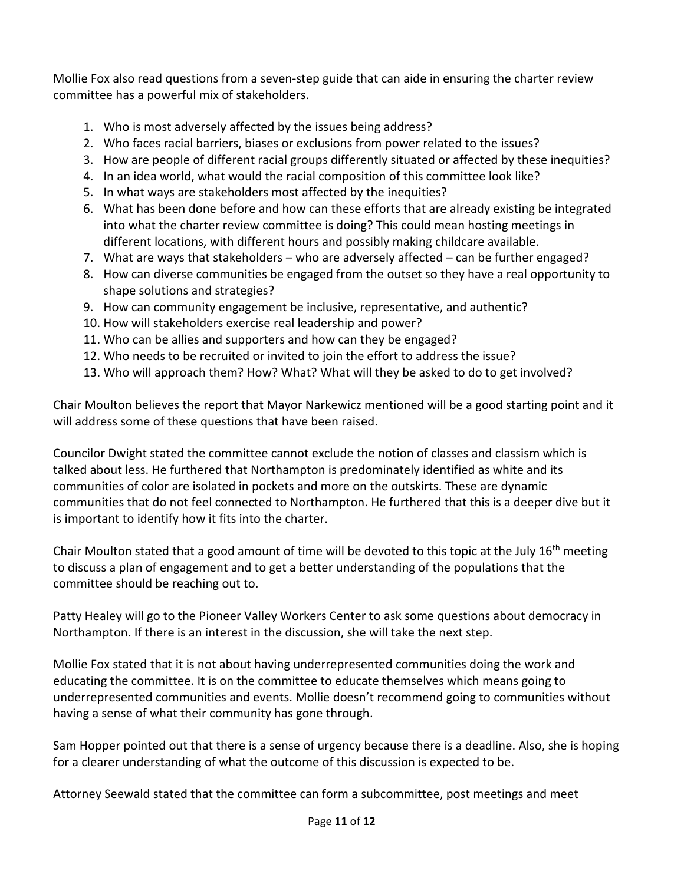Mollie Fox also read questions from a seven-step guide that can aide in ensuring the charter review committee has a powerful mix of stakeholders.

1. Who is most adversely affected by the issues being address?
2. Who faces racial barriers, biases or exclusions from power related to the issues?
3. How are people of different racial groups differently situated or affected by these inequities?
4. In an idea world, what would the racial composition of this committee look like?
5. In what ways are stakeholders most affected by the inequities?
6. What has been done before and how can these efforts that are already existing be integrated into what the charter review committee is doing? This could mean hosting meetings in different locations, with different hours and possibly making childcare available.
7. What are ways that stakeholders – who are adversely affected – can be further engaged?
8. How can diverse communities be engaged from the outset so they have a real opportunity to shape solutions and strategies?
9. How can community engagement be inclusive, representative, and authentic?
10. How will stakeholders exercise real leadership and power?
11. Who can be allies and supporters and how can they be engaged?
12. Who needs to be recruited or invited to join the effort to address the issue?
13. Who will approach them? How? What? What will they be asked to do to get involved?

Chair Moulton believes the report that Mayor Narkewicz mentioned will be a good starting point and it will address some of these questions that have been raised.

Councilor Dwight stated the committee cannot exclude the notion of classes and classism which is talked about less. He furthered that Northampton is predominately identified as white and its communities of color are isolated in pockets and more on the outskirts. These are dynamic communities that do not feel connected to Northampton. He furthered that this is a deeper dive but it is important to identify how it fits into the charter.

Chair Moulton stated that a good amount of time will be devoted to this topic at the July 16th meeting to discuss a plan of engagement and to get a better understanding of the populations that the committee should be reaching out to.

Patty Healey will go to the Pioneer Valley Workers Center to ask some questions about democracy in Northampton. If there is an interest in the discussion, she will take the next step.

Mollie Fox stated that it is not about having underrepresented communities doing the work and educating the committee. It is on the committee to educate themselves which means going to underrepresented communities and events. Mollie doesn't recommend going to communities without having a sense of what their community has gone through.

Sam Hopper pointed out that there is a sense of urgency because there is a deadline. Also, she is hoping for a clearer understanding of what the outcome of this discussion is expected to be.

Attorney Seewald stated that the committee can form a subcommittee, post meetings and meet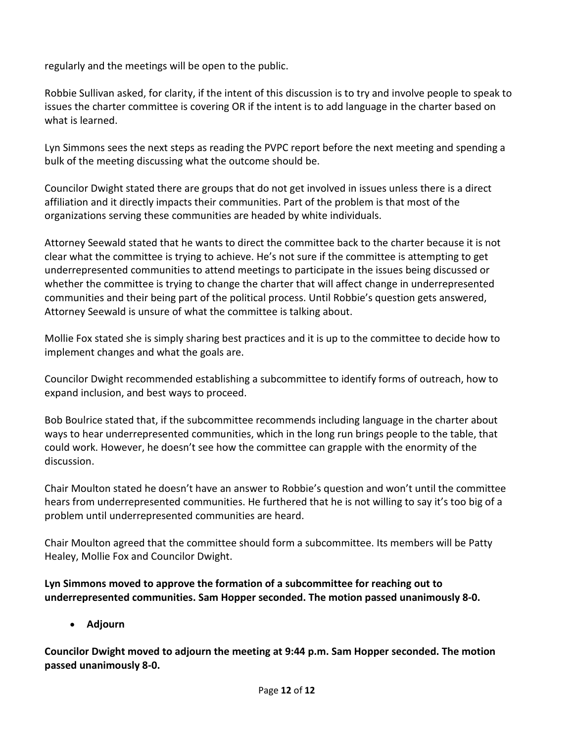regularly and the meetings will be open to the public.

Robbie Sullivan asked, for clarity, if the intent of this discussion is to try and involve people to speak to issues the charter committee is covering OR if the intent is to add language in the charter based on what is learned.

Lyn Simmons sees the next steps as reading the PVPC report before the next meeting and spending a bulk of the meeting discussing what the outcome should be.

Councilor Dwight stated there are groups that do not get involved in issues unless there is a direct affiliation and it directly impacts their communities. Part of the problem is that most of the organizations serving these communities are headed by white individuals.

Attorney Seewald stated that he wants to direct the committee back to the charter because it is not clear what the committee is trying to achieve. He's not sure if the committee is attempting to get underrepresented communities to attend meetings to participate in the issues being discussed or whether the committee is trying to change the charter that will affect change in underrepresented communities and their being part of the political process. Until Robbie's question gets answered, Attorney Seewald is unsure of what the committee is talking about.

Mollie Fox stated she is simply sharing best practices and it is up to the committee to decide how to implement changes and what the goals are.

Councilor Dwight recommended establishing a subcommittee to identify forms of outreach, how to expand inclusion, and best ways to proceed.

Bob Boulrice stated that, if the subcommittee recommends including language in the charter about ways to hear underrepresented communities, which in the long run brings people to the table, that could work. However, he doesn't see how the committee can grapple with the enormity of the discussion.

Chair Moulton stated he doesn't have an answer to Robbie's question and won't until the committee hears from underrepresented communities. He furthered that he is not willing to say it's too big of a problem until underrepresented communities are heard.

Chair Moulton agreed that the committee should form a subcommittee. Its members will be Patty Healey, Mollie Fox and Councilor Dwight.

**Lyn Simmons moved to approve the formation of a subcommittee for reaching out to underrepresented communities. Sam Hopper seconded. The motion passed unanimously 8-0.**

- **Adjourn**

**Councilor Dwight moved to adjourn the meeting at 9:44 p.m. Sam Hopper seconded. The motion passed unanimously 8-0.**